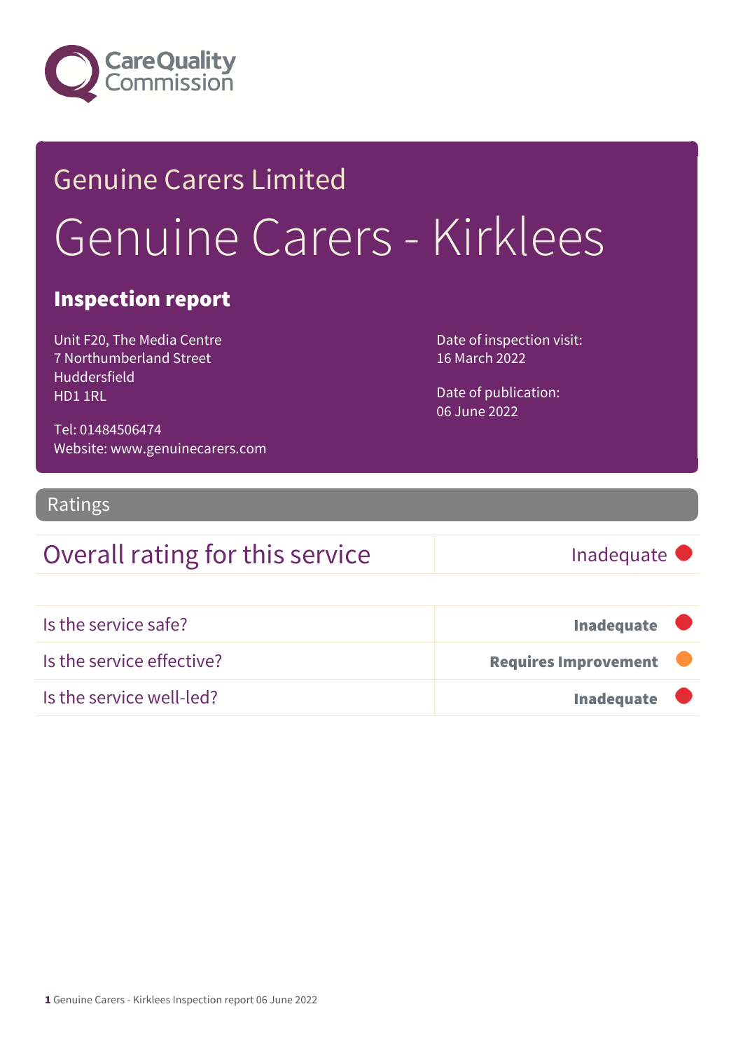Care Quality Commission

# Genuine Carers Limited

# Genuine Carers - Kirklees

## Inspection report

Unit F20, The Media Centre
7 Northumberland Street
Huddersfield
HD1 1RL

Tel: 01484506474
Website: www.genuinecarers.com

Date of inspection visit:
16 March 2022

Date of publication:
06 June 2022

## Ratings

| Overall rating for this service | Inadequate |
|---|---|

| | |
|---|---|
| Is the service safe? | **Inadequate** |
| Is the service effective? | **Requires Improvement** |
| Is the service well-led? | **Inadequate** |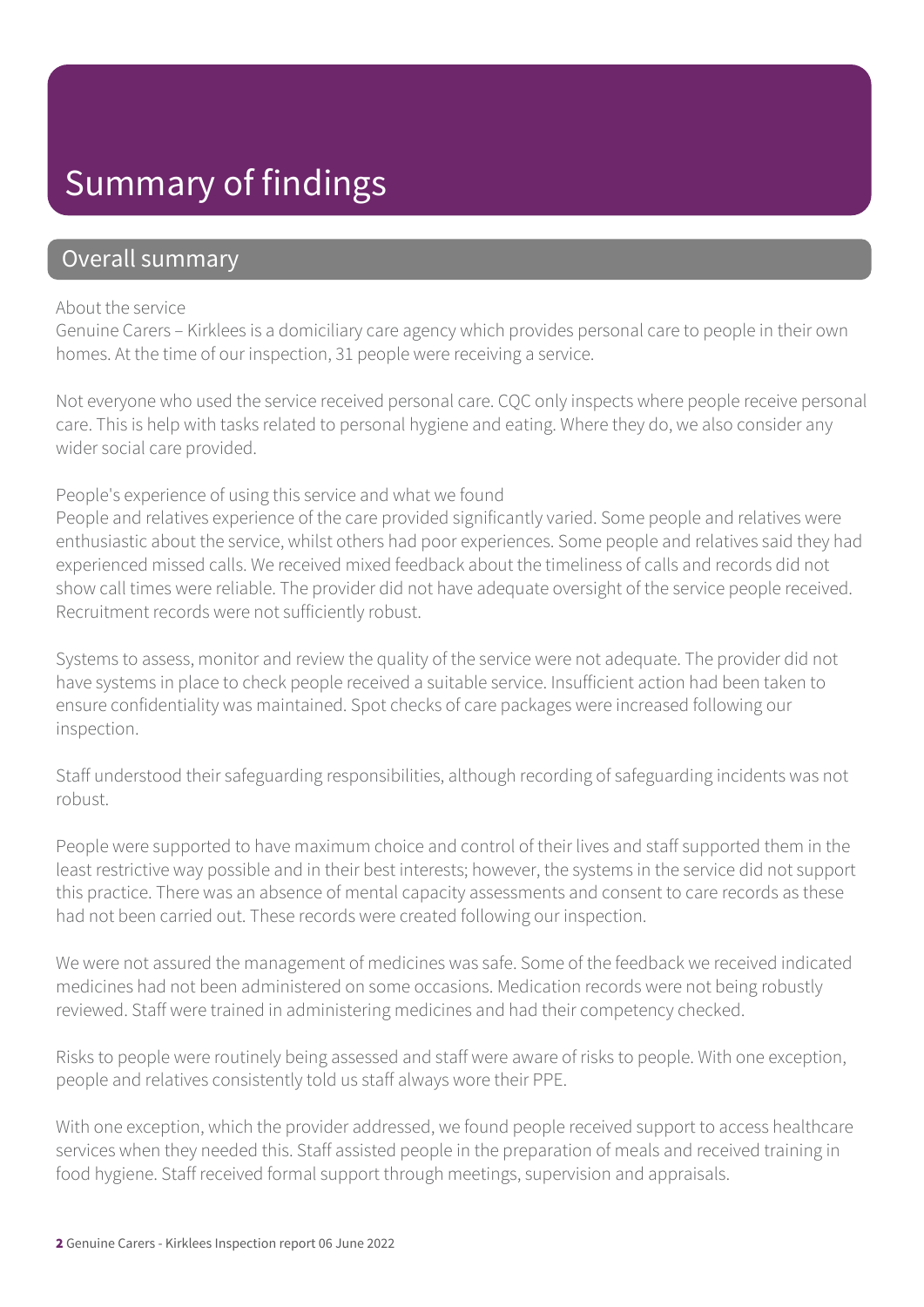# Summary of findings

## Overall summary

About the service

Genuine Carers – Kirklees is a domiciliary care agency which provides personal care to people in their own homes. At the time of our inspection, 31 people were receiving a service.

Not everyone who used the service received personal care. CQC only inspects where people receive personal care. This is help with tasks related to personal hygiene and eating. Where they do, we also consider any wider social care provided.

People's experience of using this service and what we found

People and relatives experience of the care provided significantly varied. Some people and relatives were enthusiastic about the service, whilst others had poor experiences. Some people and relatives said they had experienced missed calls. We received mixed feedback about the timeliness of calls and records did not show call times were reliable. The provider did not have adequate oversight of the service people received. Recruitment records were not sufficiently robust.

Systems to assess, monitor and review the quality of the service were not adequate. The provider did not have systems in place to check people received a suitable service. Insufficient action had been taken to ensure confidentiality was maintained. Spot checks of care packages were increased following our inspection.

Staff understood their safeguarding responsibilities, although recording of safeguarding incidents was not robust.

People were supported to have maximum choice and control of their lives and staff supported them in the least restrictive way possible and in their best interests; however, the systems in the service did not support this practice. There was an absence of mental capacity assessments and consent to care records as these had not been carried out. These records were created following our inspection.

We were not assured the management of medicines was safe. Some of the feedback we received indicated medicines had not been administered on some occasions. Medication records were not being robustly reviewed. Staff were trained in administering medicines and had their competency checked.

Risks to people were routinely being assessed and staff were aware of risks to people. With one exception, people and relatives consistently told us staff always wore their PPE.

With one exception, which the provider addressed, we found people received support to access healthcare services when they needed this. Staff assisted people in the preparation of meals and received training in food hygiene. Staff received formal support through meetings, supervision and appraisals.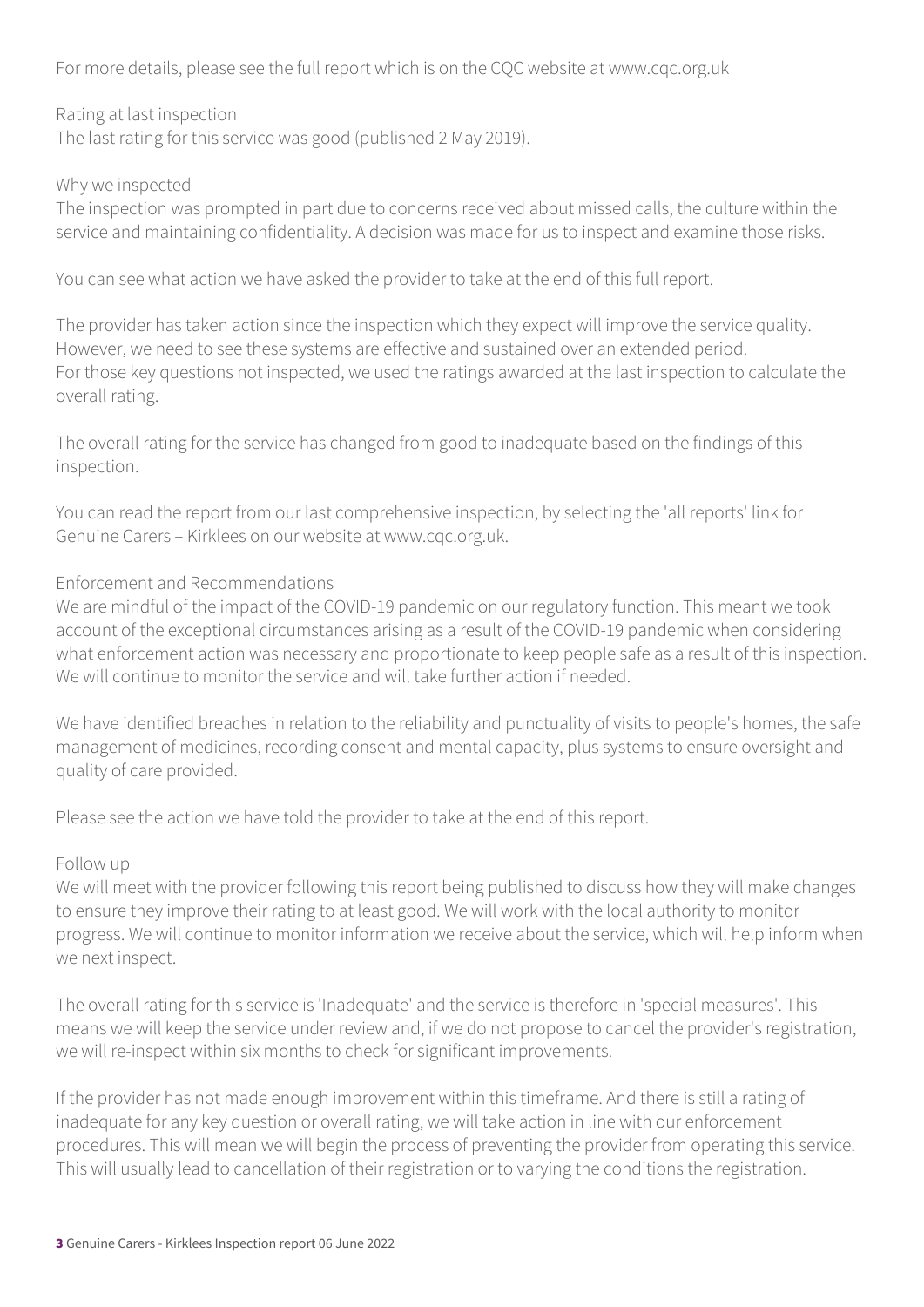For more details, please see the full report which is on the CQC website at www.cqc.org.uk

## Rating at last inspection

The last rating for this service was good (published 2 May 2019).

## Why we inspected

The inspection was prompted in part due to concerns received about missed calls, the culture within the service and maintaining confidentiality. A decision was made for us to inspect and examine those risks.

You can see what action we have asked the provider to take at the end of this full report.

The provider has taken action since the inspection which they expect will improve the service quality. However, we need to see these systems are effective and sustained over an extended period.
For those key questions not inspected, we used the ratings awarded at the last inspection to calculate the overall rating.

The overall rating for the service has changed from good to inadequate based on the findings of this inspection.

You can read the report from our last comprehensive inspection, by selecting the 'all reports' link for Genuine Carers – Kirklees on our website at www.cqc.org.uk.

## Enforcement and Recommendations

We are mindful of the impact of the COVID-19 pandemic on our regulatory function. This meant we took account of the exceptional circumstances arising as a result of the COVID-19 pandemic when considering what enforcement action was necessary and proportionate to keep people safe as a result of this inspection. We will continue to monitor the service and will take further action if needed.

We have identified breaches in relation to the reliability and punctuality of visits to people's homes, the safe management of medicines, recording consent and mental capacity, plus systems to ensure oversight and quality of care provided.

Please see the action we have told the provider to take at the end of this report.

## Follow up

We will meet with the provider following this report being published to discuss how they will make changes to ensure they improve their rating to at least good. We will work with the local authority to monitor progress. We will continue to monitor information we receive about the service, which will help inform when we next inspect.

The overall rating for this service is 'Inadequate' and the service is therefore in 'special measures'. This means we will keep the service under review and, if we do not propose to cancel the provider's registration, we will re-inspect within six months to check for significant improvements.

If the provider has not made enough improvement within this timeframe. And there is still a rating of inadequate for any key question or overall rating, we will take action in line with our enforcement procedures. This will mean we will begin the process of preventing the provider from operating this service. This will usually lead to cancellation of their registration or to varying the conditions the registration.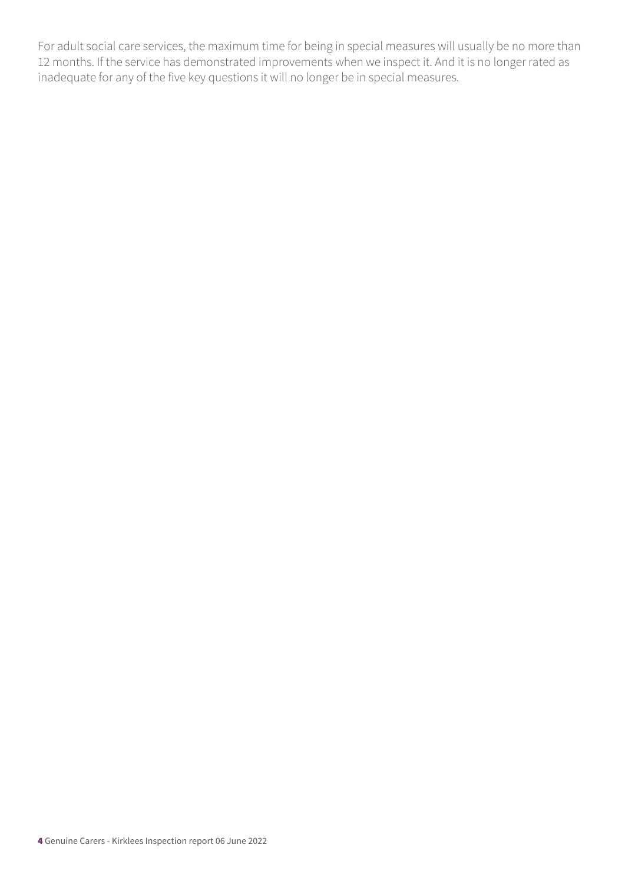For adult social care services, the maximum time for being in special measures will usually be no more than 12 months. If the service has demonstrated improvements when we inspect it. And it is no longer rated as inadequate for any of the five key questions it will no longer be in special measures.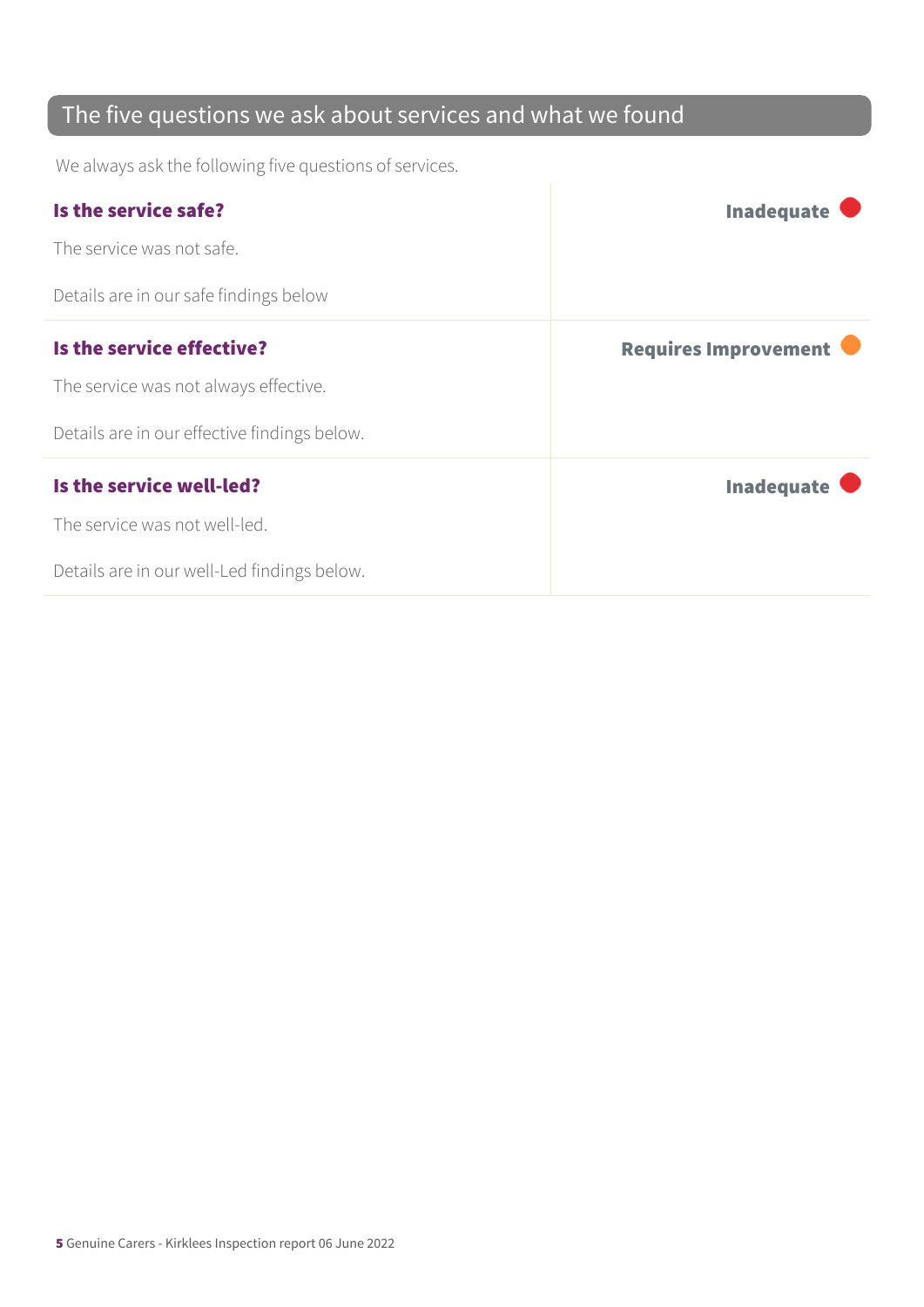## The five questions we ask about services and what we found

We always ask the following five questions of services.

| | |
|---|---|
| **Is the service safe?**<br><br>The service was not safe.<br><br>Details are in our safe findings below | **Inadequate** |
| **Is the service effective?**<br><br>The service was not always effective.<br><br>Details are in our effective findings below. | **Requires Improvement** |
| **Is the service well-led?**<br><br>The service was not well-led.<br><br>Details are in our well-Led findings below. | **Inadequate** |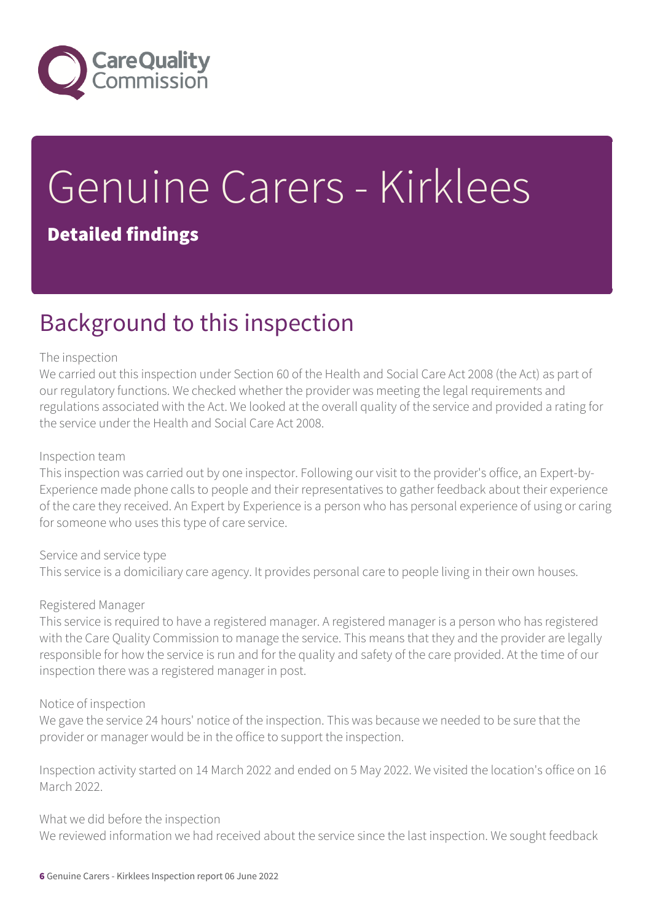# Genuine Carers - Kirklees

## Detailed findings

## Background to this inspection

The inspection

We carried out this inspection under Section 60 of the Health and Social Care Act 2008 (the Act) as part of our regulatory functions. We checked whether the provider was meeting the legal requirements and regulations associated with the Act. We looked at the overall quality of the service and provided a rating for the service under the Health and Social Care Act 2008.

Inspection team

This inspection was carried out by one inspector. Following our visit to the provider's office, an Expert-by-Experience made phone calls to people and their representatives to gather feedback about their experience of the care they received. An Expert by Experience is a person who has personal experience of using or caring for someone who uses this type of care service.

Service and service type

This service is a domiciliary care agency. It provides personal care to people living in their own houses.

Registered Manager

This service is required to have a registered manager. A registered manager is a person who has registered with the Care Quality Commission to manage the service. This means that they and the provider are legally responsible for how the service is run and for the quality and safety of the care provided. At the time of our inspection there was a registered manager in post.

Notice of inspection

We gave the service 24 hours' notice of the inspection. This was because we needed to be sure that the provider or manager would be in the office to support the inspection.

Inspection activity started on 14 March 2022 and ended on 5 May 2022. We visited the location's office on 16 March 2022.

What we did before the inspection

We reviewed information we had received about the service since the last inspection. We sought feedback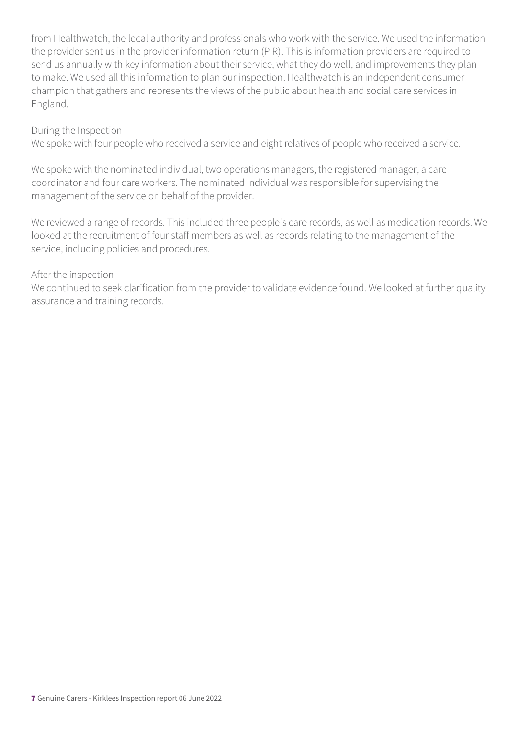from Healthwatch, the local authority and professionals who work with the service. We used the information the provider sent us in the provider information return (PIR). This is information providers are required to send us annually with key information about their service, what they do well, and improvements they plan to make. We used all this information to plan our inspection. Healthwatch is an independent consumer champion that gathers and represents the views of the public about health and social care services in England.

During the Inspection

We spoke with four people who received a service and eight relatives of people who received a service.

We spoke with the nominated individual, two operations managers, the registered manager, a care coordinator and four care workers. The nominated individual was responsible for supervising the management of the service on behalf of the provider.

We reviewed a range of records. This included three people's care records, as well as medication records. We looked at the recruitment of four staff members as well as records relating to the management of the service, including policies and procedures.

After the inspection

We continued to seek clarification from the provider to validate evidence found. We looked at further quality assurance and training records.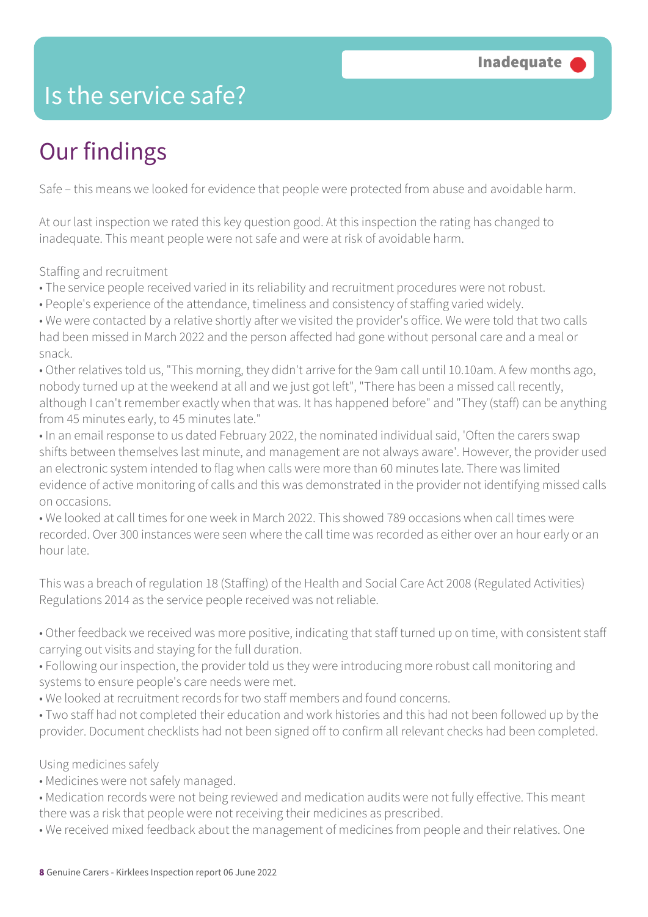# Is the service safe?

**Inadequate**

## Our findings

Safe – this means we looked for evidence that people were protected from abuse and avoidable harm.

At our last inspection we rated this key question good. At this inspection the rating has changed to inadequate. This meant people were not safe and were at risk of avoidable harm.

Staffing and recruitment

- The service people received varied in its reliability and recruitment procedures were not robust.
- People's experience of the attendance, timeliness and consistency of staffing varied widely.
- We were contacted by a relative shortly after we visited the provider's office. We were told that two calls had been missed in March 2022 and the person affected had gone without personal care and a meal or snack.
- Other relatives told us, "This morning, they didn't arrive for the 9am call until 10.10am. A few months ago, nobody turned up at the weekend at all and we just got left", "There has been a missed call recently, although I can't remember exactly when that was. It has happened before" and "They (staff) can be anything from 45 minutes early, to 45 minutes late."
- In an email response to us dated February 2022, the nominated individual said, 'Often the carers swap shifts between themselves last minute, and management are not always aware'. However, the provider used an electronic system intended to flag when calls were more than 60 minutes late. There was limited evidence of active monitoring of calls and this was demonstrated in the provider not identifying missed calls on occasions.
- We looked at call times for one week in March 2022. This showed 789 occasions when call times were recorded. Over 300 instances were seen where the call time was recorded as either over an hour early or an hour late.

This was a breach of regulation 18 (Staffing) of the Health and Social Care Act 2008 (Regulated Activities) Regulations 2014 as the service people received was not reliable.

- Other feedback we received was more positive, indicating that staff turned up on time, with consistent staff carrying out visits and staying for the full duration.
- Following our inspection, the provider told us they were introducing more robust call monitoring and systems to ensure people's care needs were met.
- We looked at recruitment records for two staff members and found concerns.
- Two staff had not completed their education and work histories and this had not been followed up by the provider. Document checklists had not been signed off to confirm all relevant checks had been completed.

Using medicines safely

- Medicines were not safely managed.
- Medication records were not being reviewed and medication audits were not fully effective. This meant there was a risk that people were not receiving their medicines as prescribed.
- We received mixed feedback about the management of medicines from people and their relatives. One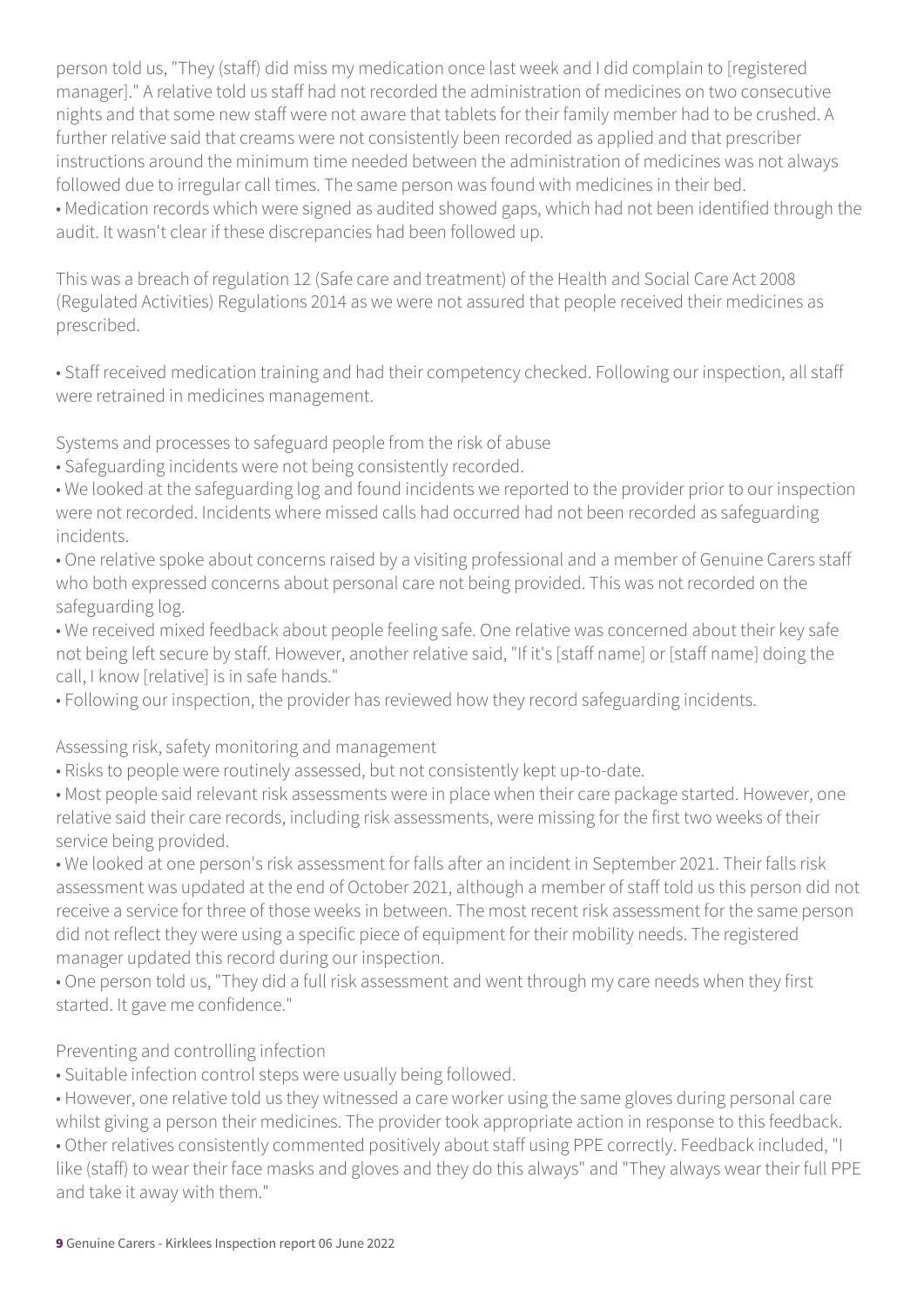person told us, "They (staff) did miss my medication once last week and I did complain to [registered manager]." A relative told us staff had not recorded the administration of medicines on two consecutive nights and that some new staff were not aware that tablets for their family member had to be crushed. A further relative said that creams were not consistently been recorded as applied and that prescriber instructions around the minimum time needed between the administration of medicines was not always followed due to irregular call times. The same person was found with medicines in their bed.

• Medication records which were signed as audited showed gaps, which had not been identified through the audit. It wasn't clear if these discrepancies had been followed up.

This was a breach of regulation 12 (Safe care and treatment) of the Health and Social Care Act 2008 (Regulated Activities) Regulations 2014 as we were not assured that people received their medicines as prescribed.

• Staff received medication training and had their competency checked. Following our inspection, all staff were retrained in medicines management.

Systems and processes to safeguard people from the risk of abuse

• Safeguarding incidents were not being consistently recorded.
• We looked at the safeguarding log and found incidents we reported to the provider prior to our inspection were not recorded. Incidents where missed calls had occurred had not been recorded as safeguarding incidents.
• One relative spoke about concerns raised by a visiting professional and a member of Genuine Carers staff who both expressed concerns about personal care not being provided. This was not recorded on the safeguarding log.
• We received mixed feedback about people feeling safe. One relative was concerned about their key safe not being left secure by staff. However, another relative said, "If it's [staff name] or [staff name] doing the call, I know [relative] is in safe hands."
• Following our inspection, the provider has reviewed how they record safeguarding incidents.

Assessing risk, safety monitoring and management

• Risks to people were routinely assessed, but not consistently kept up-to-date.
• Most people said relevant risk assessments were in place when their care package started. However, one relative said their care records, including risk assessments, were missing for the first two weeks of their service being provided.
• We looked at one person's risk assessment for falls after an incident in September 2021. Their falls risk assessment was updated at the end of October 2021, although a member of staff told us this person did not receive a service for three of those weeks in between. The most recent risk assessment for the same person did not reflect they were using a specific piece of equipment for their mobility needs. The registered manager updated this record during our inspection.
• One person told us, "They did a full risk assessment and went through my care needs when they first started. It gave me confidence."

Preventing and controlling infection

• Suitable infection control steps were usually being followed.
• However, one relative told us they witnessed a care worker using the same gloves during personal care whilst giving a person their medicines. The provider took appropriate action in response to this feedback.
• Other relatives consistently commented positively about staff using PPE correctly. Feedback included, "I like (staff) to wear their face masks and gloves and they do this always" and "They always wear their full PPE and take it away with them."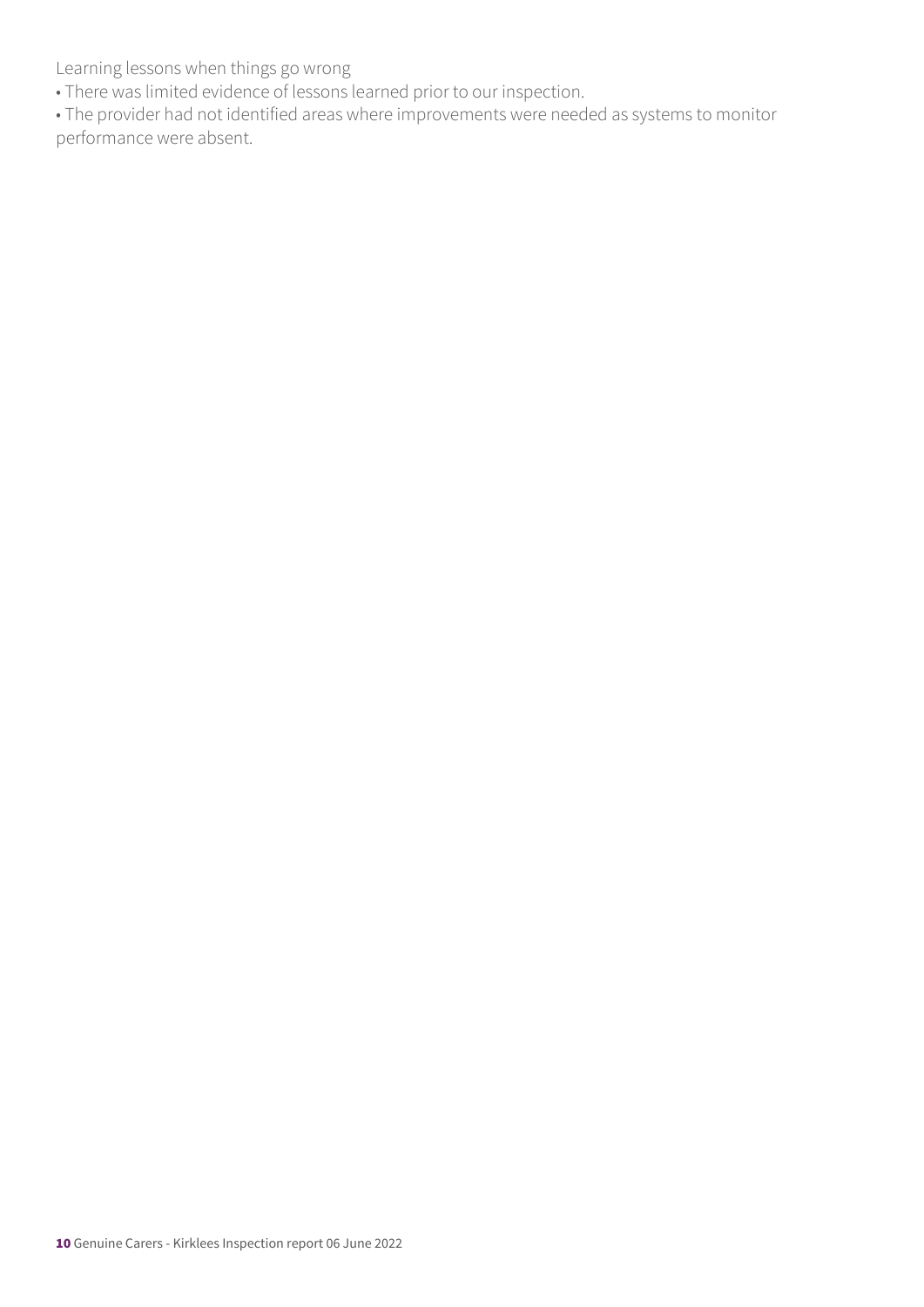Learning lessons when things go wrong

- There was limited evidence of lessons learned prior to our inspection.
- The provider had not identified areas where improvements were needed as systems to monitor performance were absent.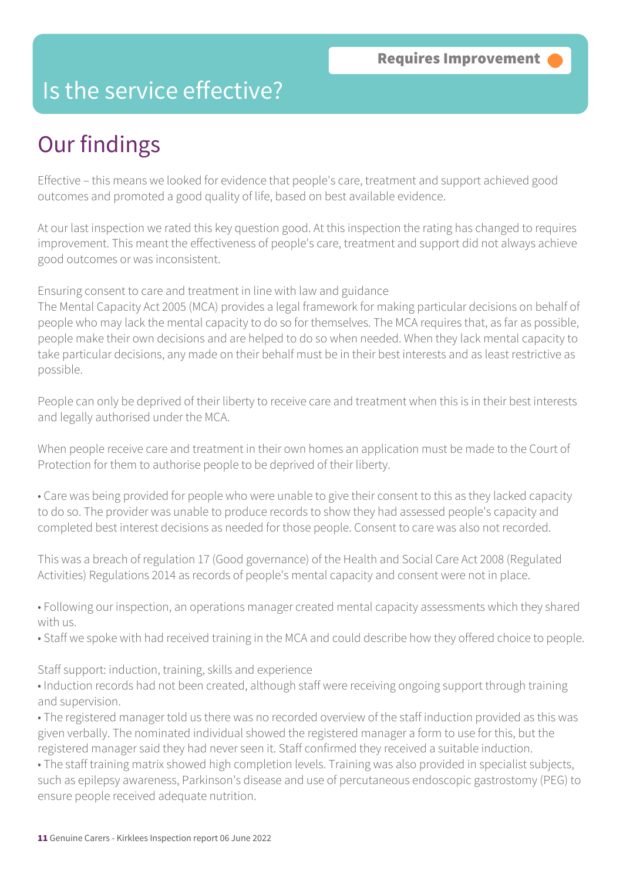Requires Improvement

# Is the service effective?

## Our findings

Effective – this means we looked for evidence that people's care, treatment and support achieved good outcomes and promoted a good quality of life, based on best available evidence.

At our last inspection we rated this key question good. At this inspection the rating has changed to requires improvement. This meant the effectiveness of people's care, treatment and support did not always achieve good outcomes or was inconsistent.

Ensuring consent to care and treatment in line with law and guidance
The Mental Capacity Act 2005 (MCA) provides a legal framework for making particular decisions on behalf of people who may lack the mental capacity to do so for themselves. The MCA requires that, as far as possible, people make their own decisions and are helped to do so when needed. When they lack mental capacity to take particular decisions, any made on their behalf must be in their best interests and as least restrictive as possible.

People can only be deprived of their liberty to receive care and treatment when this is in their best interests and legally authorised under the MCA.

When people receive care and treatment in their own homes an application must be made to the Court of Protection for them to authorise people to be deprived of their liberty.

• Care was being provided for people who were unable to give their consent to this as they lacked capacity to do so. The provider was unable to produce records to show they had assessed people's capacity and completed best interest decisions as needed for those people. Consent to care was also not recorded.

This was a breach of regulation 17 (Good governance) of the Health and Social Care Act 2008 (Regulated Activities) Regulations 2014 as records of people's mental capacity and consent were not in place.

• Following our inspection, an operations manager created mental capacity assessments which they shared with us.
• Staff we spoke with had received training in the MCA and could describe how they offered choice to people.

Staff support: induction, training, skills and experience
• Induction records had not been created, although staff were receiving ongoing support through training and supervision.
• The registered manager told us there was no recorded overview of the staff induction provided as this was given verbally. The nominated individual showed the registered manager a form to use for this, but the registered manager said they had never seen it. Staff confirmed they received a suitable induction.
• The staff training matrix showed high completion levels. Training was also provided in specialist subjects, such as epilepsy awareness, Parkinson's disease and use of percutaneous endoscopic gastrostomy (PEG) to ensure people received adequate nutrition.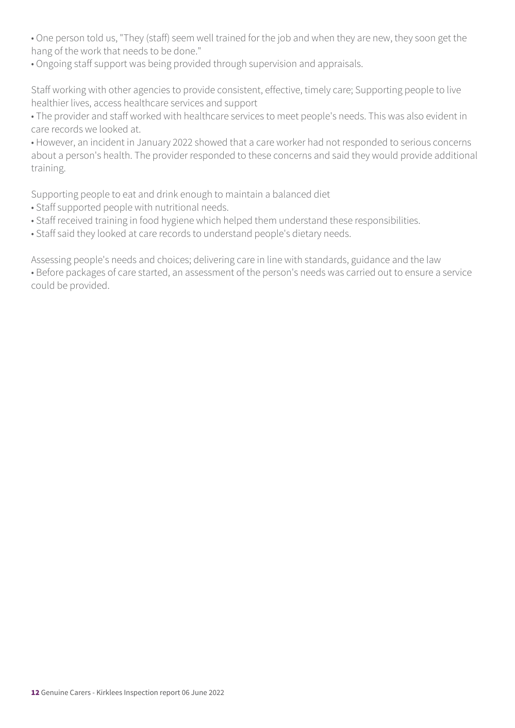- One person told us, "They (staff) seem well trained for the job and when they are new, they soon get the hang of the work that needs to be done."
- Ongoing staff support was being provided through supervision and appraisals.

Staff working with other agencies to provide consistent, effective, timely care; Supporting people to live healthier lives, access healthcare services and support

- The provider and staff worked with healthcare services to meet people's needs. This was also evident in care records we looked at.
- However, an incident in January 2022 showed that a care worker had not responded to serious concerns about a person's health. The provider responded to these concerns and said they would provide additional training.

Supporting people to eat and drink enough to maintain a balanced diet

- Staff supported people with nutritional needs.
- Staff received training in food hygiene which helped them understand these responsibilities.
- Staff said they looked at care records to understand people's dietary needs.

Assessing people's needs and choices; delivering care in line with standards, guidance and the law

- Before packages of care started, an assessment of the person's needs was carried out to ensure a service could be provided.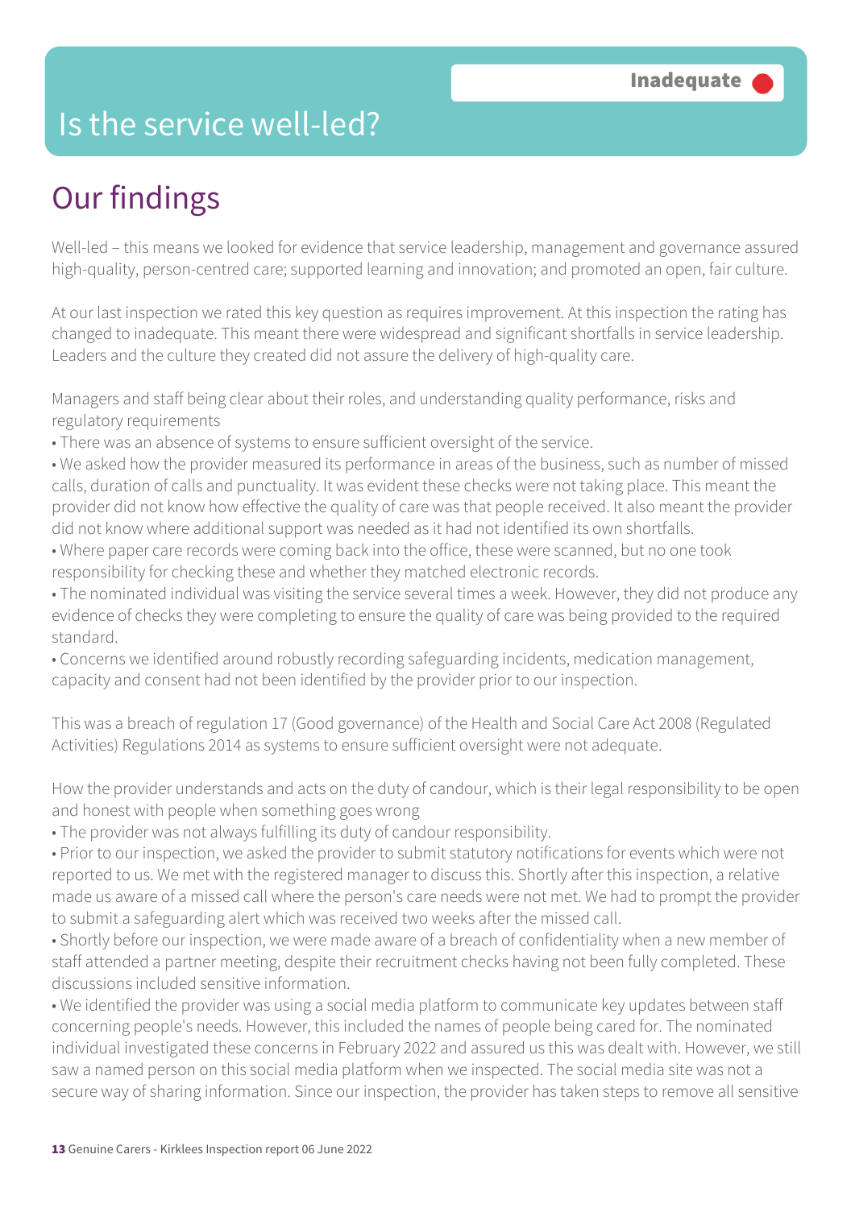# Is the service well-led?

**Inadequate**

## Our findings

Well-led – this means we looked for evidence that service leadership, management and governance assured high-quality, person-centred care; supported learning and innovation; and promoted an open, fair culture.

At our last inspection we rated this key question as requires improvement. At this inspection the rating has changed to inadequate. This meant there were widespread and significant shortfalls in service leadership. Leaders and the culture they created did not assure the delivery of high-quality care.

Managers and staff being clear about their roles, and understanding quality performance, risks and regulatory requirements

- There was an absence of systems to ensure sufficient oversight of the service.
- We asked how the provider measured its performance in areas of the business, such as number of missed calls, duration of calls and punctuality. It was evident these checks were not taking place. This meant the provider did not know how effective the quality of care was that people received. It also meant the provider did not know where additional support was needed as it had not identified its own shortfalls.
- Where paper care records were coming back into the office, these were scanned, but no one took responsibility for checking these and whether they matched electronic records.
- The nominated individual was visiting the service several times a week. However, they did not produce any evidence of checks they were completing to ensure the quality of care was being provided to the required standard.
- Concerns we identified around robustly recording safeguarding incidents, medication management, capacity and consent had not been identified by the provider prior to our inspection.

This was a breach of regulation 17 (Good governance) of the Health and Social Care Act 2008 (Regulated Activities) Regulations 2014 as systems to ensure sufficient oversight were not adequate.

How the provider understands and acts on the duty of candour, which is their legal responsibility to be open and honest with people when something goes wrong

- The provider was not always fulfilling its duty of candour responsibility.
- Prior to our inspection, we asked the provider to submit statutory notifications for events which were not reported to us. We met with the registered manager to discuss this. Shortly after this inspection, a relative made us aware of a missed call where the person's care needs were not met. We had to prompt the provider to submit a safeguarding alert which was received two weeks after the missed call.
- Shortly before our inspection, we were made aware of a breach of confidentiality when a new member of staff attended a partner meeting, despite their recruitment checks having not been fully completed. These discussions included sensitive information.
- We identified the provider was using a social media platform to communicate key updates between staff concerning people's needs. However, this included the names of people being cared for. The nominated individual investigated these concerns in February 2022 and assured us this was dealt with. However, we still saw a named person on this social media platform when we inspected. The social media site was not a secure way of sharing information. Since our inspection, the provider has taken steps to remove all sensitive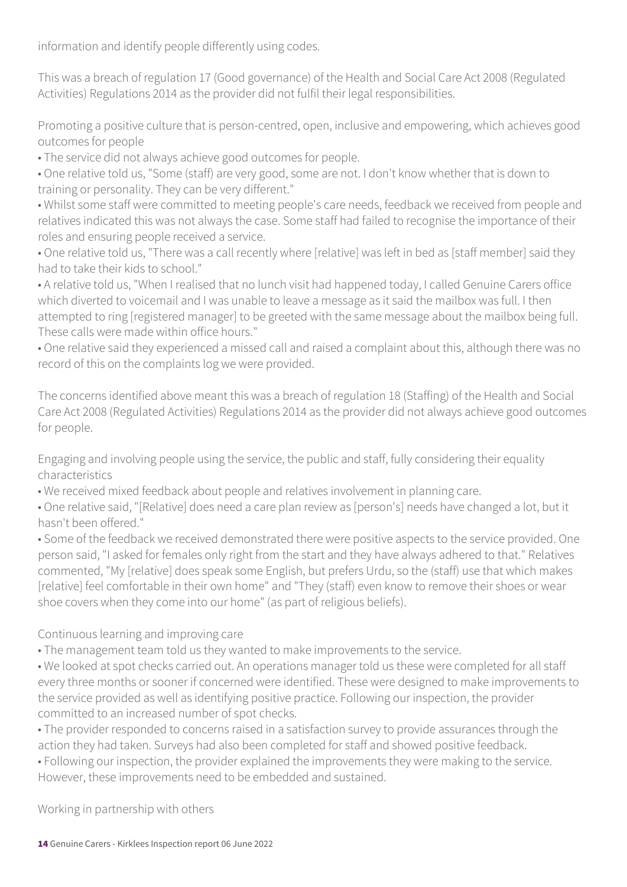information and identify people differently using codes.

This was a breach of regulation 17 (Good governance) of the Health and Social Care Act 2008 (Regulated Activities) Regulations 2014 as the provider did not fulfil their legal responsibilities.

Promoting a positive culture that is person-centred, open, inclusive and empowering, which achieves good outcomes for people

- The service did not always achieve good outcomes for people.
- One relative told us, "Some (staff) are very good, some are not. I don't know whether that is down to training or personality. They can be very different."
- Whilst some staff were committed to meeting people's care needs, feedback we received from people and relatives indicated this was not always the case. Some staff had failed to recognise the importance of their roles and ensuring people received a service.
- One relative told us, "There was a call recently where [relative] was left in bed as [staff member] said they had to take their kids to school."
- A relative told us, "When I realised that no lunch visit had happened today, I called Genuine Carers office which diverted to voicemail and I was unable to leave a message as it said the mailbox was full. I then attempted to ring [registered manager] to be greeted with the same message about the mailbox being full. These calls were made within office hours."
- One relative said they experienced a missed call and raised a complaint about this, although there was no record of this on the complaints log we were provided.

The concerns identified above meant this was a breach of regulation 18 (Staffing) of the Health and Social Care Act 2008 (Regulated Activities) Regulations 2014 as the provider did not always achieve good outcomes for people.

Engaging and involving people using the service, the public and staff, fully considering their equality characteristics

- We received mixed feedback about people and relatives involvement in planning care.
- One relative said, "[Relative] does need a care plan review as [person's] needs have changed a lot, but it hasn't been offered."
- Some of the feedback we received demonstrated there were positive aspects to the service provided. One person said, "I asked for females only right from the start and they have always adhered to that." Relatives commented, "My [relative] does speak some English, but prefers Urdu, so the (staff) use that which makes [relative] feel comfortable in their own home" and "They (staff) even know to remove their shoes or wear shoe covers when they come into our home" (as part of religious beliefs).

Continuous learning and improving care

- The management team told us they wanted to make improvements to the service.
- We looked at spot checks carried out. An operations manager told us these were completed for all staff every three months or sooner if concerned were identified. These were designed to make improvements to the service provided as well as identifying positive practice. Following our inspection, the provider committed to an increased number of spot checks.
- The provider responded to concerns raised in a satisfaction survey to provide assurances through the action they had taken. Surveys had also been completed for staff and showed positive feedback.
- Following our inspection, the provider explained the improvements they were making to the service. However, these improvements need to be embedded and sustained.

Working in partnership with others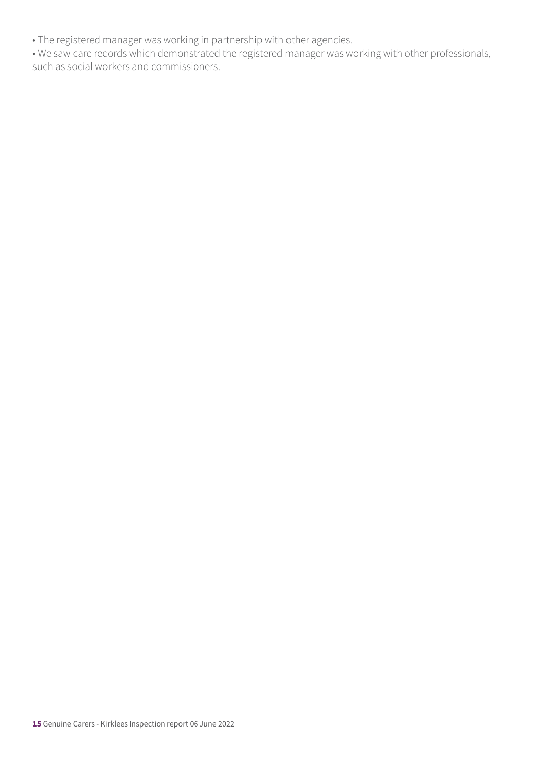- The registered manager was working in partnership with other agencies.
- We saw care records which demonstrated the registered manager was working with other professionals, such as social workers and commissioners.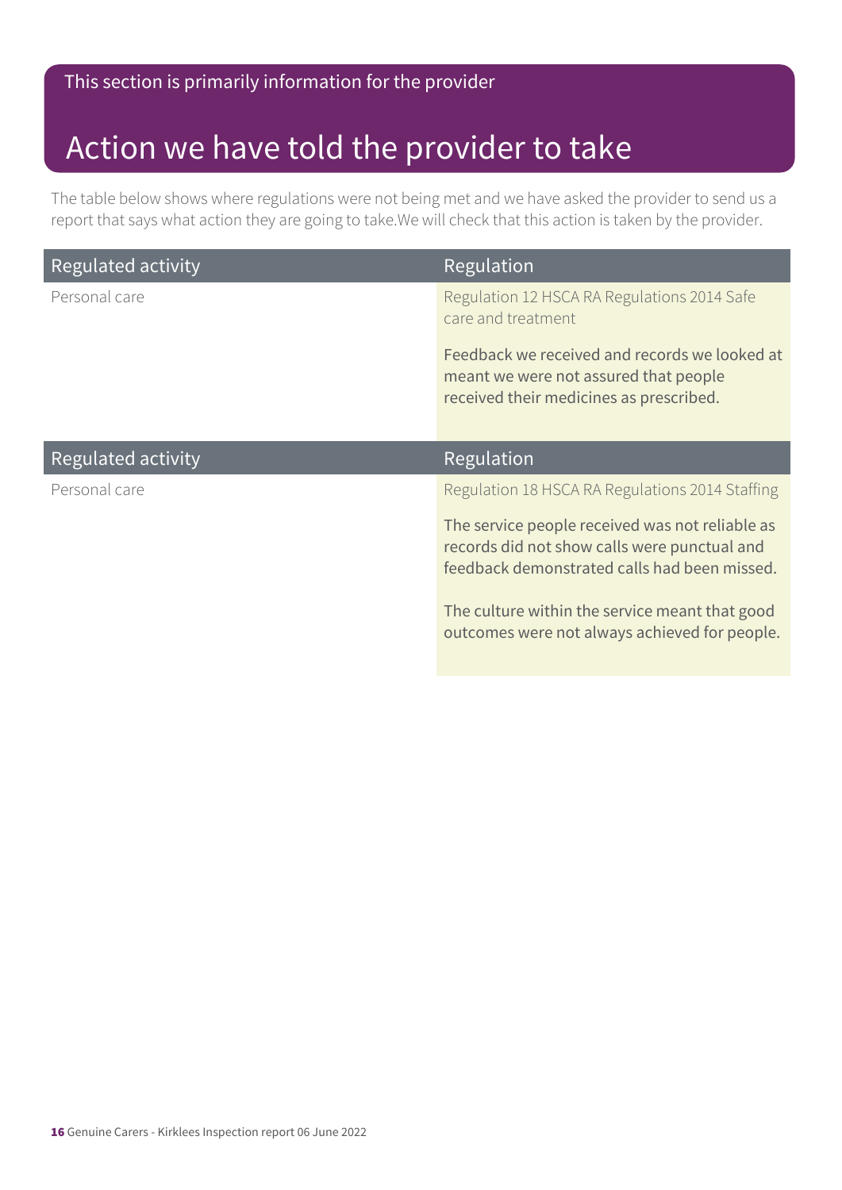This section is primarily information for the provider

# Action we have told the provider to take

The table below shows where regulations were not being met and we have asked the provider to send us a report that says what action they are going to take.We will check that this action is taken by the provider.

| Regulated activity | Regulation |
|---|---|
| Personal care | Regulation 12 HSCA RA Regulations 2014 Safe care and treatment<br><br>Feedback we received and records we looked at meant we were not assured that people received their medicines as prescribed. |

| Regulated activity | Regulation |
|---|---|
| Personal care | Regulation 18 HSCA RA Regulations 2014 Staffing<br><br>The service people received was not reliable as records did not show calls were punctual and feedback demonstrated calls had been missed.<br><br>The culture within the service meant that good outcomes were not always achieved for people. |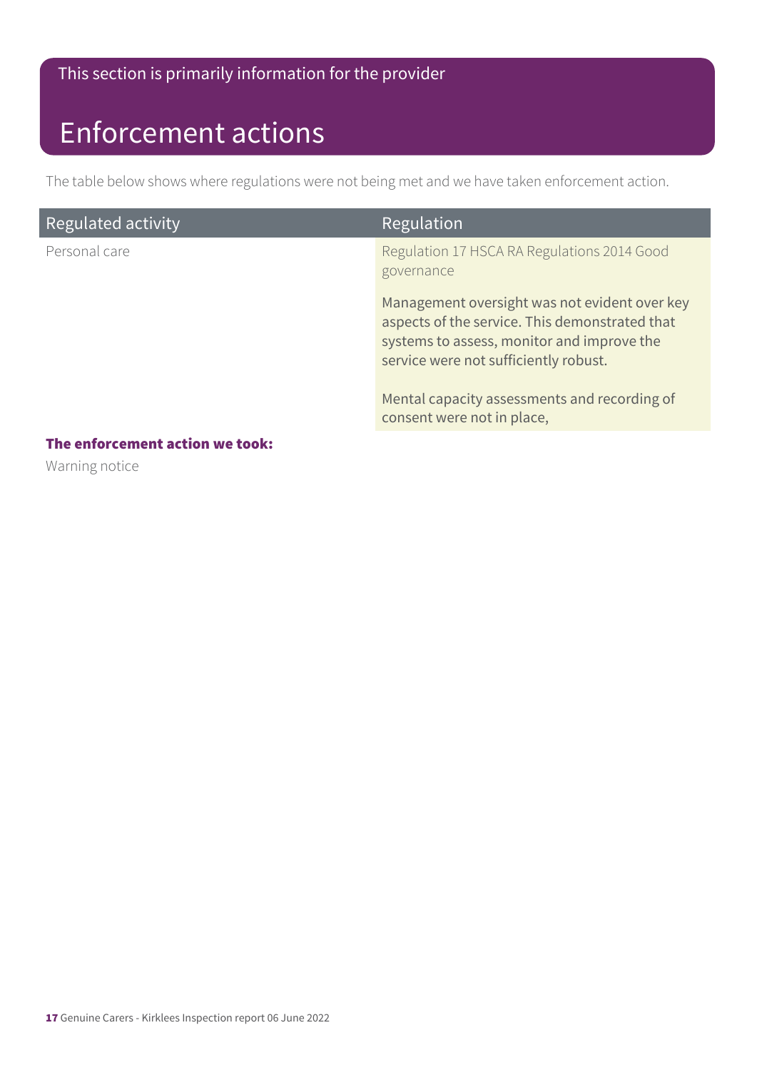This section is primarily information for the provider

# Enforcement actions

The table below shows where regulations were not being met and we have taken enforcement action.

| Regulated activity | Regulation |
| --- | --- |
| Personal care | Regulation 17 HSCA RA Regulations 2014 Good governance<br><br>Management oversight was not evident over key aspects of the service. This demonstrated that systems to assess, monitor and improve the service were not sufficiently robust.<br><br>Mental capacity assessments and recording of consent were not in place, |

**The enforcement action we took:**

Warning notice